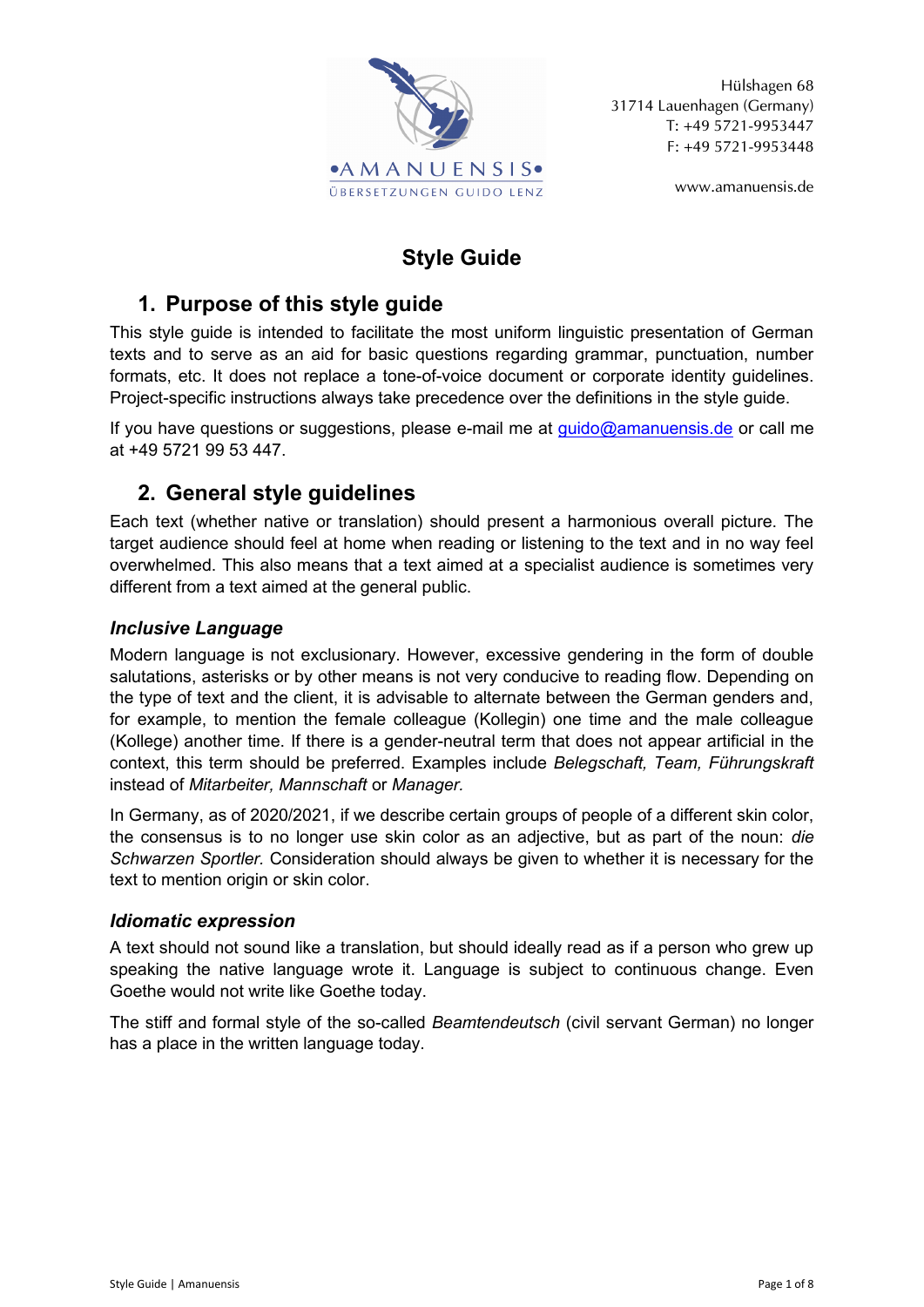•AMANUENSIS•
ÜBERSETZUNGEN GUIDO LENZ

Hülshagen 68
31714 Lauenhagen (Germany)
T: +49 5721-9953447
F: +49 5721-9953448

www.amanuensis.de

# Style Guide

## 1. Purpose of this style guide

This style guide is intended to facilitate the most uniform linguistic presentation of German texts and to serve as an aid for basic questions regarding grammar, punctuation, number formats, etc. It does not replace a tone-of-voice document or corporate identity guidelines. Project-specific instructions always take precedence over the definitions in the style guide.

If you have questions or suggestions, please e-mail me at guido@amanuensis.de or call me at +49 5721 99 53 447.

## 2. General style guidelines

Each text (whether native or translation) should present a harmonious overall picture. The target audience should feel at home when reading or listening to the text and in no way feel overwhelmed. This also means that a text aimed at a specialist audience is sometimes very different from a text aimed at the general public.

### *Inclusive Language*

Modern language is not exclusionary. However, excessive gendering in the form of double salutations, asterisks or by other means is not very conducive to reading flow. Depending on the type of text and the client, it is advisable to alternate between the German genders and, for example, to mention the female colleague (Kollegin) one time and the male colleague (Kollege) another time. If there is a gender-neutral term that does not appear artificial in the context, this term should be preferred. Examples include *Belegschaft, Team, Führungskraft* instead of *Mitarbeiter, Mannschaft* or *Manager.*

In Germany, as of 2020/2021, if we describe certain groups of people of a different skin color, the consensus is to no longer use skin color as an adjective, but as part of the noun: *die Schwarzen Sportler.* Consideration should always be given to whether it is necessary for the text to mention origin or skin color.

### *Idiomatic expression*

A text should not sound like a translation, but should ideally read as if a person who grew up speaking the native language wrote it. Language is subject to continuous change. Even Goethe would not write like Goethe today.

The stiff and formal style of the so-called *Beamtendeutsch* (civil servant German) no longer has a place in the written language today.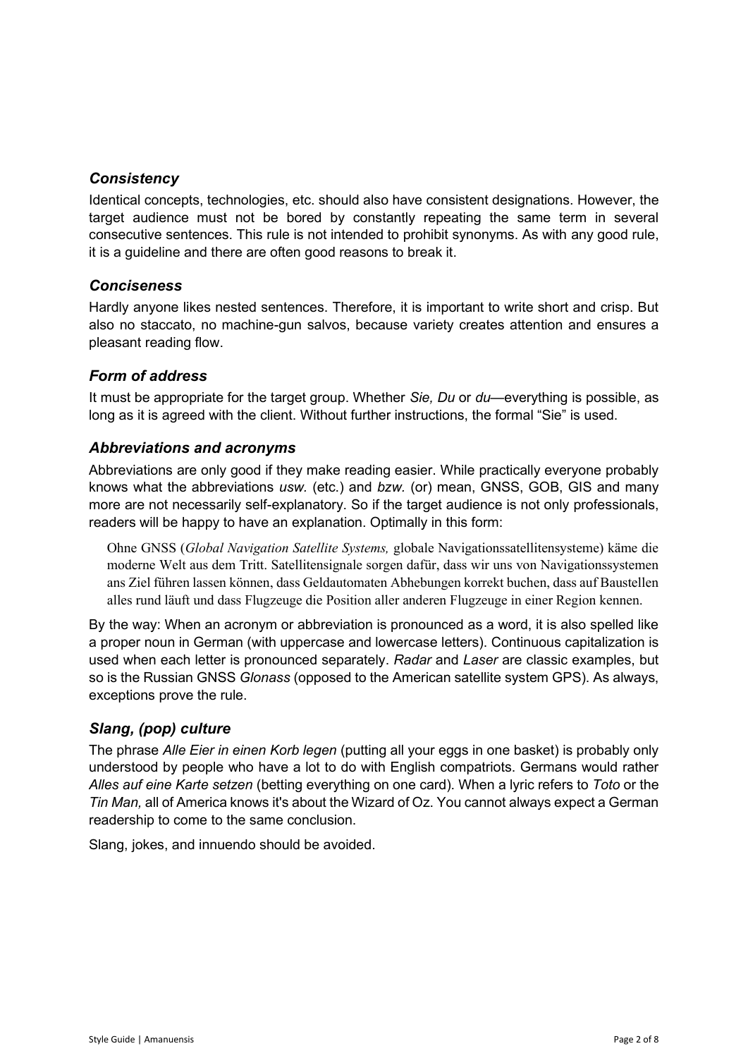### *Consistency*

Identical concepts, technologies, etc. should also have consistent designations. However, the target audience must not be bored by constantly repeating the same term in several consecutive sentences. This rule is not intended to prohibit synonyms. As with any good rule, it is a guideline and there are often good reasons to break it.

### *Conciseness*

Hardly anyone likes nested sentences. Therefore, it is important to write short and crisp. But also no staccato, no machine-gun salvos, because variety creates attention and ensures a pleasant reading flow.

### *Form of address*

It must be appropriate for the target group. Whether *Sie, Du* or *du*—everything is possible, as long as it is agreed with the client. Without further instructions, the formal "Sie" is used.

### *Abbreviations and acronyms*

Abbreviations are only good if they make reading easier. While practically everyone probably knows what the abbreviations *usw.* (etc.) and *bzw.* (or) mean, GNSS, GOB, GIS and many more are not necessarily self-explanatory. So if the target audience is not only professionals, readers will be happy to have an explanation. Optimally in this form:

> Ohne GNSS (*Global Navigation Satellite Systems,* globale Navigationssatellitensysteme) käme die moderne Welt aus dem Tritt. Satellitensignale sorgen dafür, dass wir uns von Navigationssystemen ans Ziel führen lassen können, dass Geldautomaten Abhebungen korrekt buchen, dass auf Baustellen alles rund läuft und dass Flugzeuge die Position aller anderen Flugzeuge in einer Region kennen.

By the way: When an acronym or abbreviation is pronounced as a word, it is also spelled like a proper noun in German (with uppercase and lowercase letters). Continuous capitalization is used when each letter is pronounced separately. *Radar* and *Laser* are classic examples, but so is the Russian GNSS *Glonass* (opposed to the American satellite system GPS). As always, exceptions prove the rule.

### *Slang, (pop) culture*

The phrase *Alle Eier in einen Korb legen* (putting all your eggs in one basket) is probably only understood by people who have a lot to do with English compatriots. Germans would rather *Alles auf eine Karte setzen* (betting everything on one card). When a lyric refers to *Toto* or the *Tin Man,* all of America knows it's about the Wizard of Oz. You cannot always expect a German readership to come to the same conclusion.

Slang, jokes, and innuendo should be avoided.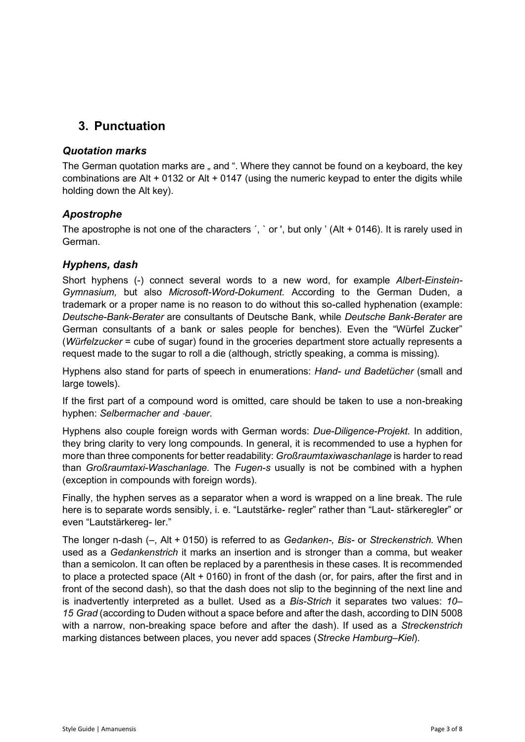## 3. Punctuation

### *Quotation marks*

The German quotation marks are „ and ". Where they cannot be found on a keyboard, the key combinations are Alt + 0132 or Alt + 0147 (using the numeric keypad to enter the digits while holding down the Alt key).

### *Apostrophe*

The apostrophe is not one of the characters ´, ` or ', but only ' (Alt + 0146). It is rarely used in German.

### *Hyphens, dash*

Short hyphens (-) connect several words to a new word, for example *Albert-Einstein-Gymnasium,* but also *Microsoft-Word-Dokument.* According to the German Duden, a trademark or a proper name is no reason to do without this so-called hyphenation (example: *Deutsche-Bank-Berater* are consultants of Deutsche Bank, while *Deutsche Bank-Berater* are German consultants of a bank or sales people for benches). Even the "Würfel Zucker" (*Würfelzucker* = cube of sugar) found in the groceries department store actually represents a request made to the sugar to roll a die (although, strictly speaking, a comma is missing).

Hyphens also stand for parts of speech in enumerations: *Hand- und Badetücher* (small and large towels).

If the first part of a compound word is omitted, care should be taken to use a non-breaking hyphen: *Selbermacher and ‑bauer.*

Hyphens also couple foreign words with German words: *Due-Diligence-Projekt.* In addition, they bring clarity to very long compounds. In general, it is recommended to use a hyphen for more than three components for better readability: *Großraumtaxiwaschanlage* is harder to read than *Großraumtaxi-Waschanlage.* The *Fugen-s* usually is not be combined with a hyphen (exception in compounds with foreign words).

Finally, the hyphen serves as a separator when a word is wrapped on a line break. The rule here is to separate words sensibly, i. e. "Lautstärke- regler" rather than "Laut- stärkeregler" or even "Lautstärkereg- ler."

The longer n-dash (–, Alt + 0150) is referred to as *Gedanken-, Bis-* or *Streckenstrich.* When used as a *Gedankenstrich* it marks an insertion and is stronger than a comma, but weaker than a semicolon. It can often be replaced by a parenthesis in these cases. It is recommended to place a protected space (Alt + 0160) in front of the dash (or, for pairs, after the first and in front of the second dash), so that the dash does not slip to the beginning of the next line and is inadvertently interpreted as a bullet. Used as a *Bis-Strich* it separates two values: *10–15 Grad* (according to Duden without a space before and after the dash, according to DIN 5008 with a narrow, non-breaking space before and after the dash). If used as a *Streckenstrich* marking distances between places, you never add spaces (*Strecke Hamburg–Kiel*).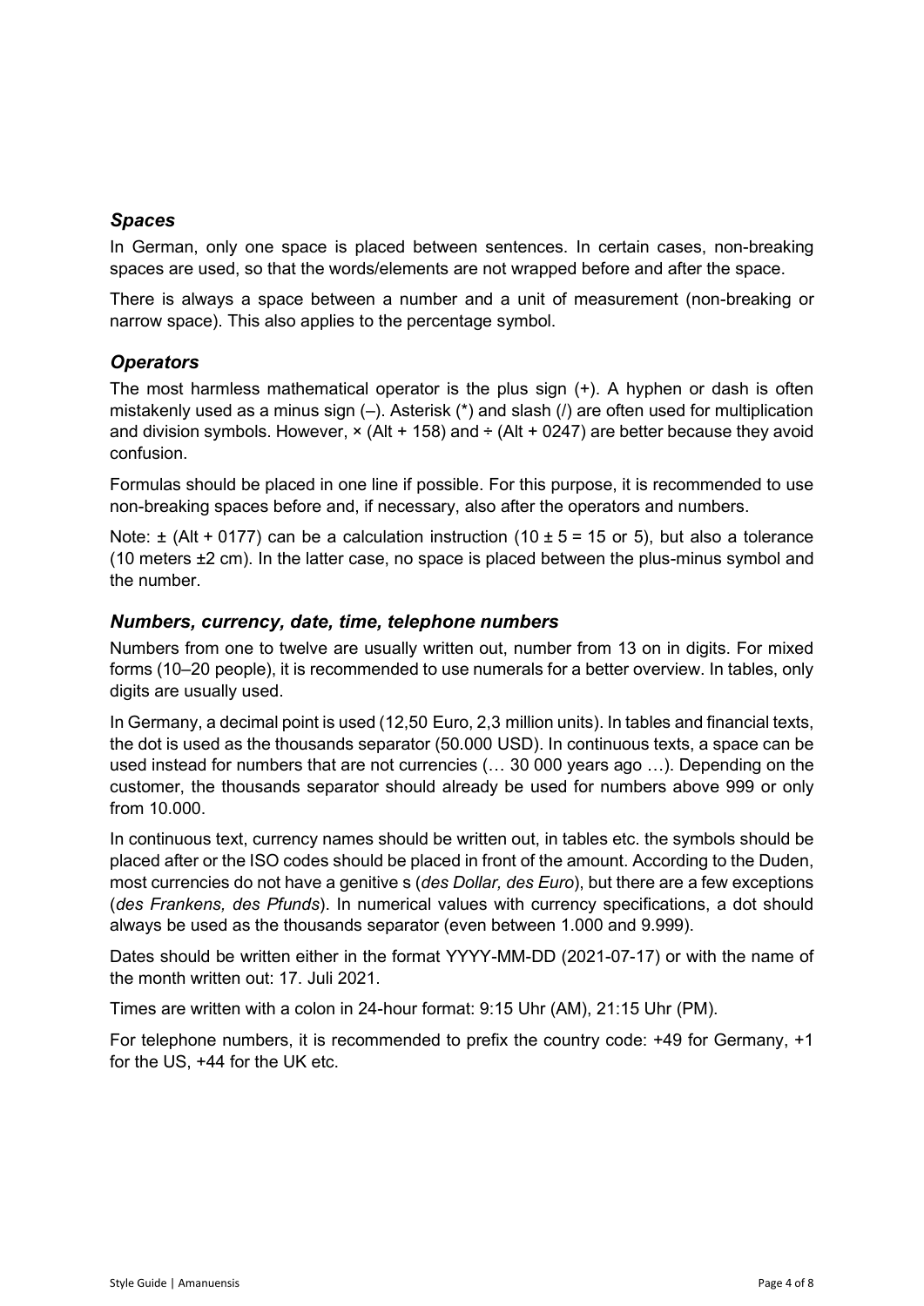### *Spaces*

In German, only one space is placed between sentences. In certain cases, non-breaking spaces are used, so that the words/elements are not wrapped before and after the space.

There is always a space between a number and a unit of measurement (non-breaking or narrow space). This also applies to the percentage symbol.

### *Operators*

The most harmless mathematical operator is the plus sign (+). A hyphen or dash is often mistakenly used as a minus sign (–). Asterisk (*) and slash (/) are often used for multiplication and division symbols. However, × (Alt + 158) and ÷ (Alt + 0247) are better because they avoid confusion.

Formulas should be placed in one line if possible. For this purpose, it is recommended to use non-breaking spaces before and, if necessary, also after the operators and numbers.

Note: ± (Alt + 0177) can be a calculation instruction (10 ± 5 = 15 or 5), but also a tolerance (10 meters ±2 cm). In the latter case, no space is placed between the plus-minus symbol and the number.

### *Numbers, currency, date, time, telephone numbers*

Numbers from one to twelve are usually written out, number from 13 on in digits. For mixed forms (10–20 people), it is recommended to use numerals for a better overview. In tables, only digits are usually used.

In Germany, a decimal point is used (12,50 Euro, 2,3 million units). In tables and financial texts, the dot is used as the thousands separator (50.000 USD). In continuous texts, a space can be used instead for numbers that are not currencies (… 30 000 years ago …). Depending on the customer, the thousands separator should already be used for numbers above 999 or only from 10.000.

In continuous text, currency names should be written out, in tables etc. the symbols should be placed after or the ISO codes should be placed in front of the amount. According to the Duden, most currencies do not have a genitive s (*des Dollar, des Euro*), but there are a few exceptions (*des Frankens, des Pfunds*). In numerical values with currency specifications, a dot should always be used as the thousands separator (even between 1.000 and 9.999).

Dates should be written either in the format YYYY-MM-DD (2021-07-17) or with the name of the month written out: 17. Juli 2021.

Times are written with a colon in 24-hour format: 9:15 Uhr (AM), 21:15 Uhr (PM).

For telephone numbers, it is recommended to prefix the country code: +49 for Germany, +1 for the US, +44 for the UK etc.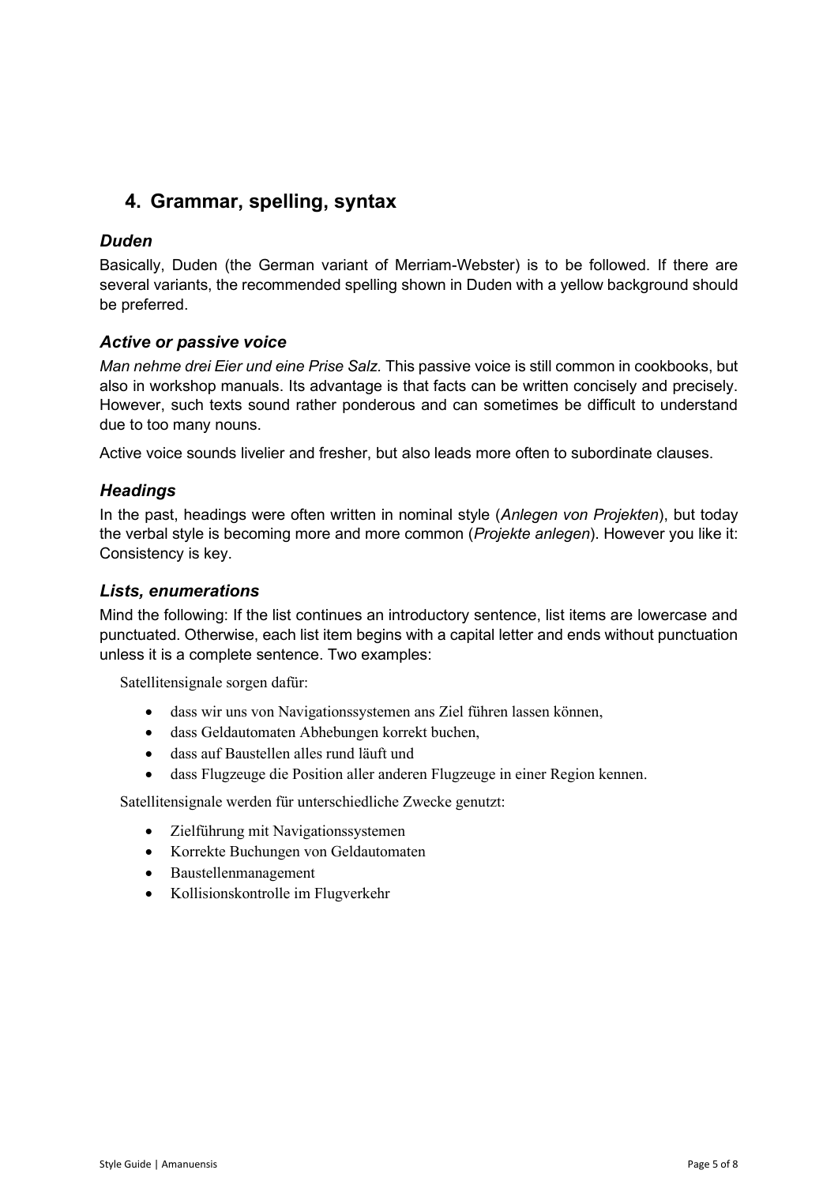## 4. Grammar, spelling, syntax

### *Duden*

Basically, Duden (the German variant of Merriam-Webster) is to be followed. If there are several variants, the recommended spelling shown in Duden with a yellow background should be preferred.

### *Active or passive voice*

*Man nehme drei Eier und eine Prise Salz.* This passive voice is still common in cookbooks, but also in workshop manuals. Its advantage is that facts can be written concisely and precisely. However, such texts sound rather ponderous and can sometimes be difficult to understand due to too many nouns.

Active voice sounds livelier and fresher, but also leads more often to subordinate clauses.

### *Headings*

In the past, headings were often written in nominal style (*Anlegen von Projekten*), but today the verbal style is becoming more and more common (*Projekte anlegen*). However you like it: Consistency is key.

### *Lists, enumerations*

Mind the following: If the list continues an introductory sentence, list items are lowercase and punctuated. Otherwise, each list item begins with a capital letter and ends without punctuation unless it is a complete sentence. Two examples:

Satellitensignale sorgen dafür:

- dass wir uns von Navigationssystemen ans Ziel führen lassen können,
- dass Geldautomaten Abhebungen korrekt buchen,
- dass auf Baustellen alles rund läuft und
- dass Flugzeuge die Position aller anderen Flugzeuge in einer Region kennen.

Satellitensignale werden für unterschiedliche Zwecke genutzt:

- Zielführung mit Navigationssystemen
- Korrekte Buchungen von Geldautomaten
- Baustellenmanagement
- Kollisionskontrolle im Flugverkehr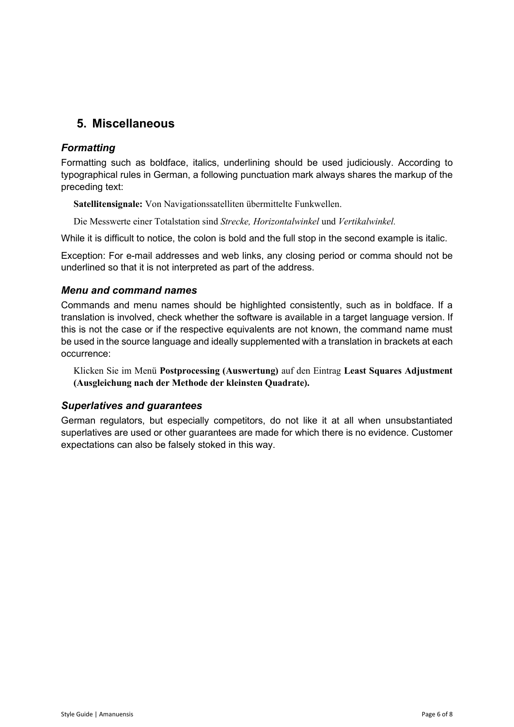## 5. Miscellaneous

### *Formatting*

Formatting such as boldface, italics, underlining should be used judiciously. According to typographical rules in German, a following punctuation mark always shares the markup of the preceding text:

> **Satellitensignale:** Von Navigationssatelliten übermittelte Funkwellen.
>
> Die Messwerte einer Totalstation sind *Strecke, Horizontalwinkel* und *Vertikalwinkel.*

While it is difficult to notice, the colon is bold and the full stop in the second example is italic.

Exception: For e-mail addresses and web links, any closing period or comma should not be underlined so that it is not interpreted as part of the address.

### *Menu and command names*

Commands and menu names should be highlighted consistently, such as in boldface. If a translation is involved, check whether the software is available in a target language version. If this is not the case or if the respective equivalents are not known, the command name must be used in the source language and ideally supplemented with a translation in brackets at each occurrence:

> Klicken Sie im Menü **Postprocessing (Auswertung)** auf den Eintrag **Least Squares Adjustment (Ausgleichung nach der Methode der kleinsten Quadrate).**

### *Superlatives and guarantees*

German regulators, but especially competitors, do not like it at all when unsubstantiated superlatives are used or other guarantees are made for which there is no evidence. Customer expectations can also be falsely stoked in this way.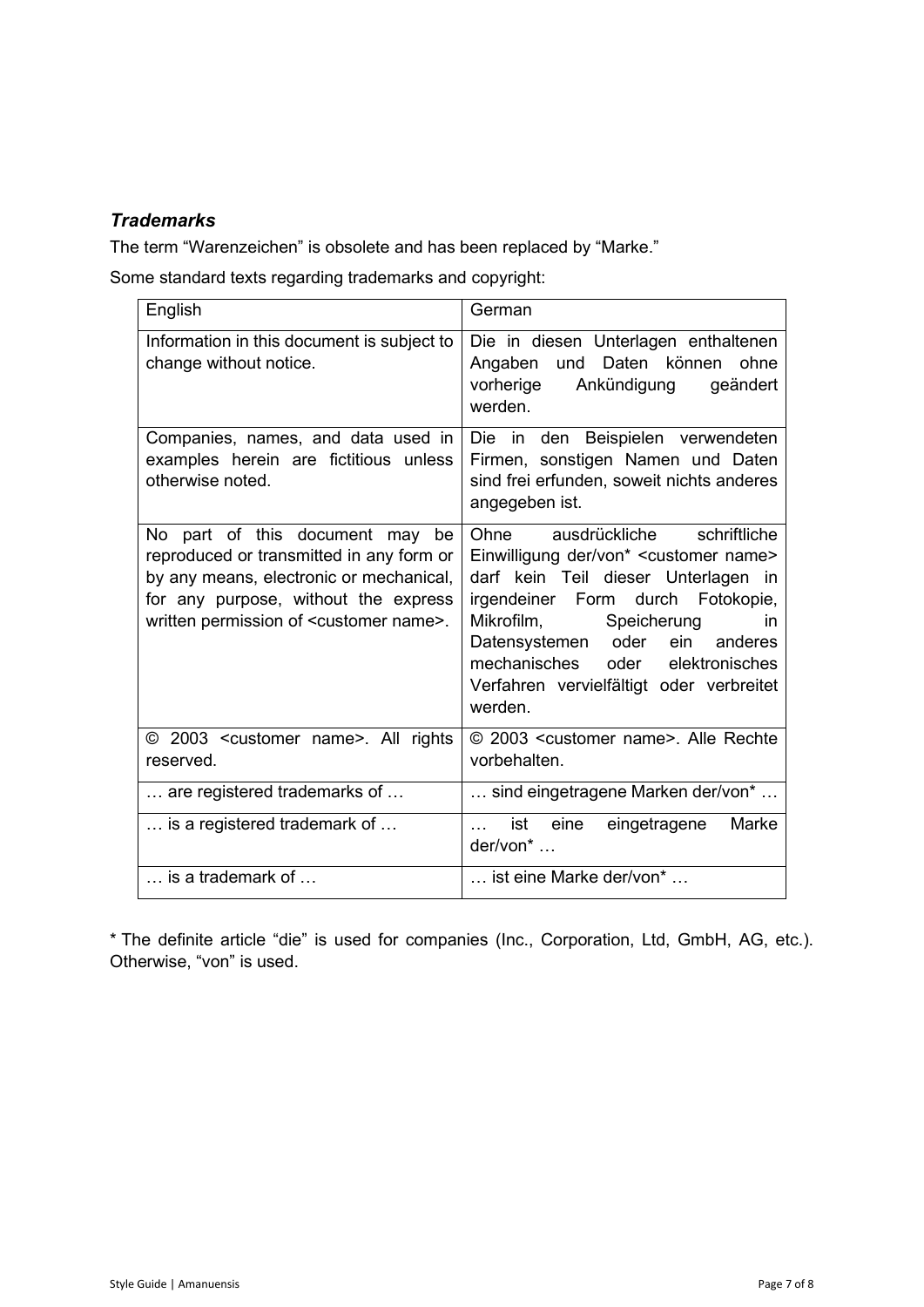### *Trademarks*

The term "Warenzeichen" is obsolete and has been replaced by "Marke."

Some standard texts regarding trademarks and copyright:

| English | German |
|---|---|
| Information in this document is subject to change without notice. | Die in diesen Unterlagen enthaltenen Angaben und Daten können ohne vorherige Ankündigung geändert werden. |
| Companies, names, and data used in examples herein are fictitious unless otherwise noted. | Die in den Beispielen verwendeten Firmen, sonstigen Namen und Daten sind frei erfunden, soweit nichts anderes angegeben ist. |
| No part of this document may be reproduced or transmitted in any form or by any means, electronic or mechanical, for any purpose, without the express written permission of <customer name>. | Ohne ausdrückliche schriftliche Einwilligung der/von* <customer name> darf kein Teil dieser Unterlagen in irgendeiner Form durch Fotokopie, Mikrofilm, Speicherung in Datensystemen oder ein anderes mechanisches oder elektronisches Verfahren vervielfältigt oder verbreitet werden. |
| © 2003 <customer name>. All rights reserved. | © 2003 <customer name>. Alle Rechte vorbehalten. |
| … are registered trademarks of … | … sind eingetragene Marken der/von* … |
| … is a registered trademark of … | … ist eine eingetragene Marke der/von* … |
| … is a trademark of … | … ist eine Marke der/von* … |

* The definite article "die" is used for companies (Inc., Corporation, Ltd, GmbH, AG, etc.). Otherwise, "von" is used.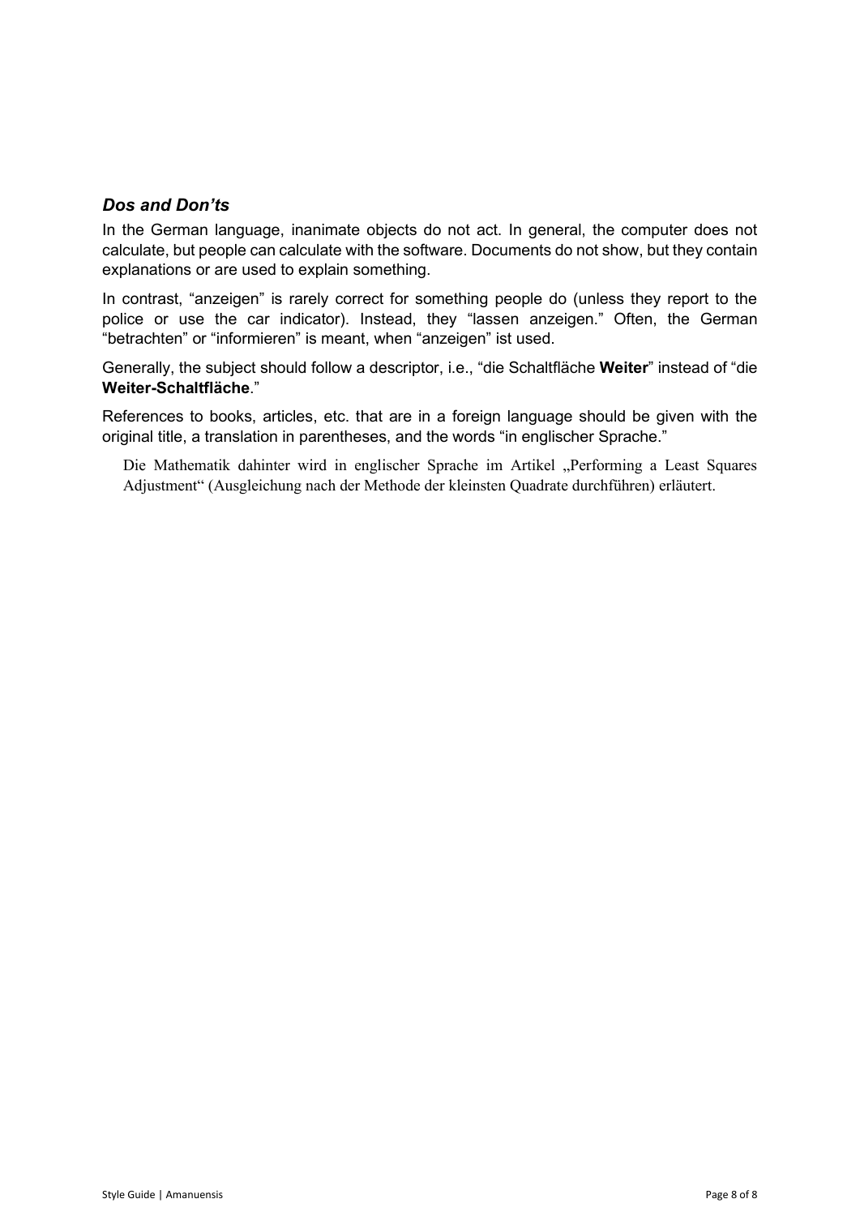### *Dos and Don'ts*

In the German language, inanimate objects do not act. In general, the computer does not calculate, but people can calculate with the software. Documents do not show, but they contain explanations or are used to explain something.

In contrast, "anzeigen" is rarely correct for something people do (unless they report to the police or use the car indicator). Instead, they "lassen anzeigen." Often, the German "betrachten" or "informieren" is meant, when "anzeigen" ist used.

Generally, the subject should follow a descriptor, i.e., "die Schaltfläche **Weiter**" instead of "die **Weiter-Schaltfläche**."

References to books, articles, etc. that are in a foreign language should be given with the original title, a translation in parentheses, and the words "in englischer Sprache."

> Die Mathematik dahinter wird in englischer Sprache im Artikel „Performing a Least Squares Adjustment" (Ausgleichung nach der Methode der kleinsten Quadrate durchführen) erläutert.